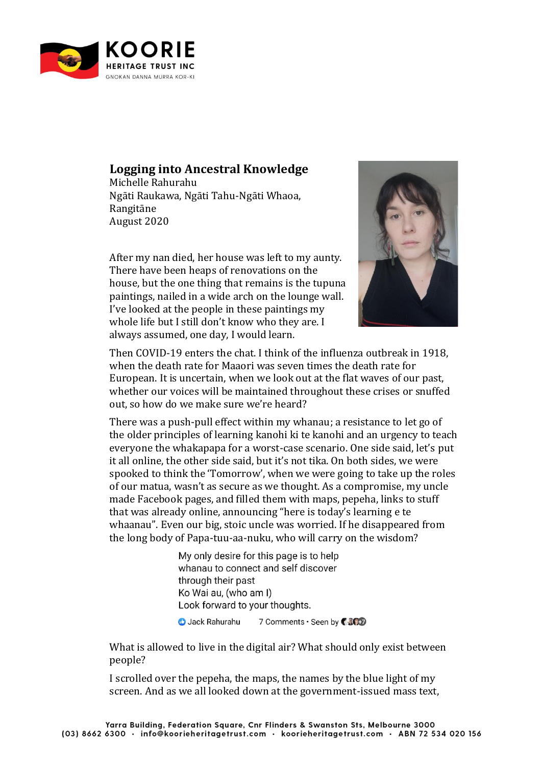# Logging into Ancestral Knowledge

Michelle Rahurahu
Ngāti Raukawa, Ngāti Tahu-Ngāti Whaoa, Rangitāne
August 2020

After my nan died, her house was left to my aunty. There have been heaps of renovations on the house, but the one thing that remains is the tupuna paintings, nailed in a wide arch on the lounge wall. I've looked at the people in these paintings my whole life but I still don't know who they are. I always assumed, one day, I would learn.

Then COVID-19 enters the chat. I think of the influenza outbreak in 1918, when the death rate for Maaori was seven times the death rate for European. It is uncertain, when we look out at the flat waves of our past, whether our voices will be maintained throughout these crises or snuffed out, so how do we make sure we're heard?

There was a push-pull effect within my whanau; a resistance to let go of the older principles of learning kanohi ki te kanohi and an urgency to teach everyone the whakapapa for a worst-case scenario. One side said, let's put it all online, the other side said, but it's not tika. On both sides, we were spooked to think the 'Tomorrow', when we were going to take up the roles of our matua, wasn't as secure as we thought. As a compromise, my uncle made Facebook pages, and filled them with maps, pepeha, links to stuff that was already online, announcing "here is today's learning e te whaanau". Even our big, stoic uncle was worried. If he disappeared from the long body of Papa-tuu-aa-nuku, who will carry on the wisdom?

> My only desire for this page is to help whanau to connect and self discover through their past
> Ko Wai au, (who am I)
> Look forward to your thoughts.
>
> Jack Rahurahu 7 Comments • Seen by

What is allowed to live in the digital air? What should only exist between people?

I scrolled over the pepeha, the maps, the names by the blue light of my screen. And as we all looked down at the government-issued mass text,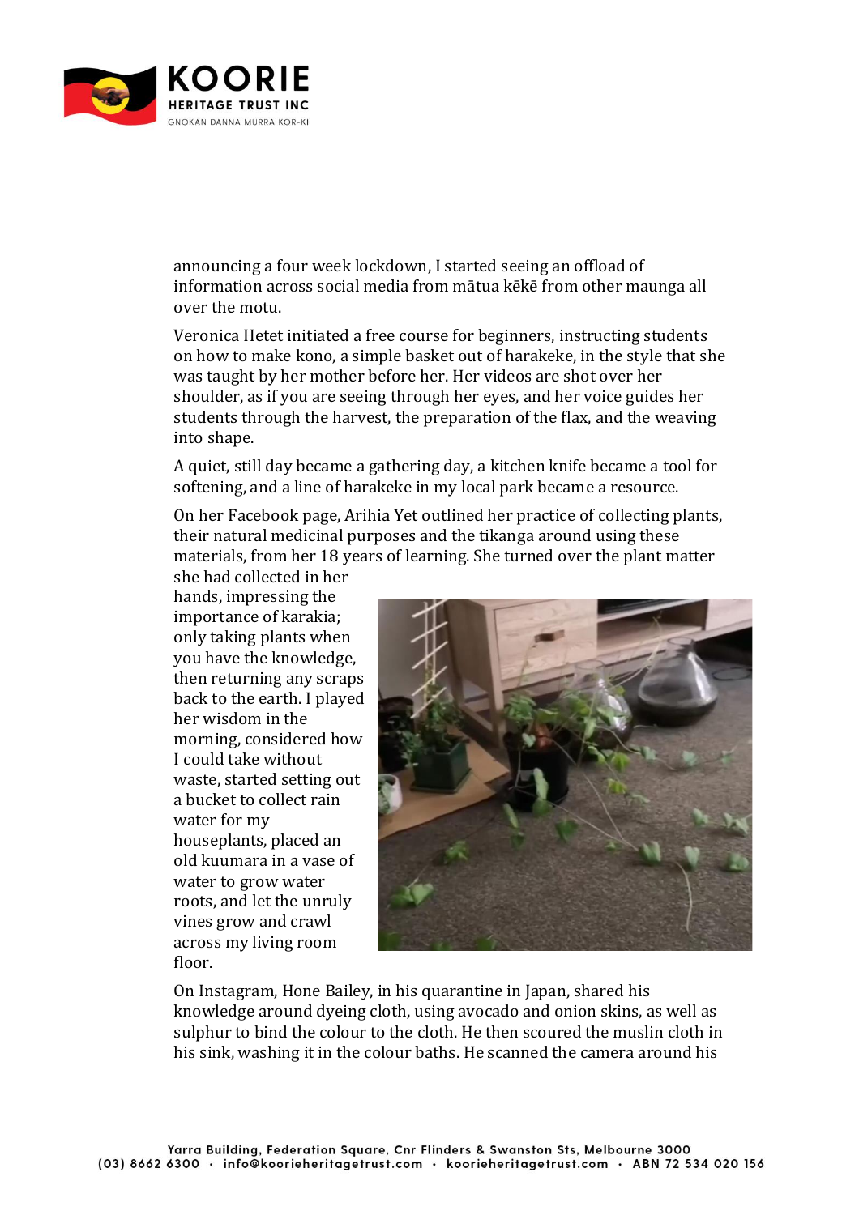announcing a four week lockdown, I started seeing an offload of information across social media from mātua kēkē from other maunga all over the motu.

Veronica Hetet initiated a free course for beginners, instructing students on how to make kono, a simple basket out of harakeke, in the style that she was taught by her mother before her. Her videos are shot over her shoulder, as if you are seeing through her eyes, and her voice guides her students through the harvest, the preparation of the flax, and the weaving into shape.

A quiet, still day became a gathering day, a kitchen knife became a tool for softening, and a line of harakeke in my local park became a resource.

On her Facebook page, Arihia Yet outlined her practice of collecting plants, their natural medicinal purposes and the tikanga around using these materials, from her 18 years of learning. She turned over the plant matter she had collected in her hands, impressing the importance of karakia; only taking plants when you have the knowledge, then returning any scraps back to the earth. I played her wisdom in the morning, considered how I could take without waste, started setting out a bucket to collect rain water for my houseplants, placed an old kuumara in a vase of water to grow water roots, and let the unruly vines grow and crawl across my living room floor.

On Instagram, Hone Bailey, in his quarantine in Japan, shared his knowledge around dyeing cloth, using avocado and onion skins, as well as sulphur to bind the colour to the cloth. He then scoured the muslin cloth in his sink, washing it in the colour baths. He scanned the camera around his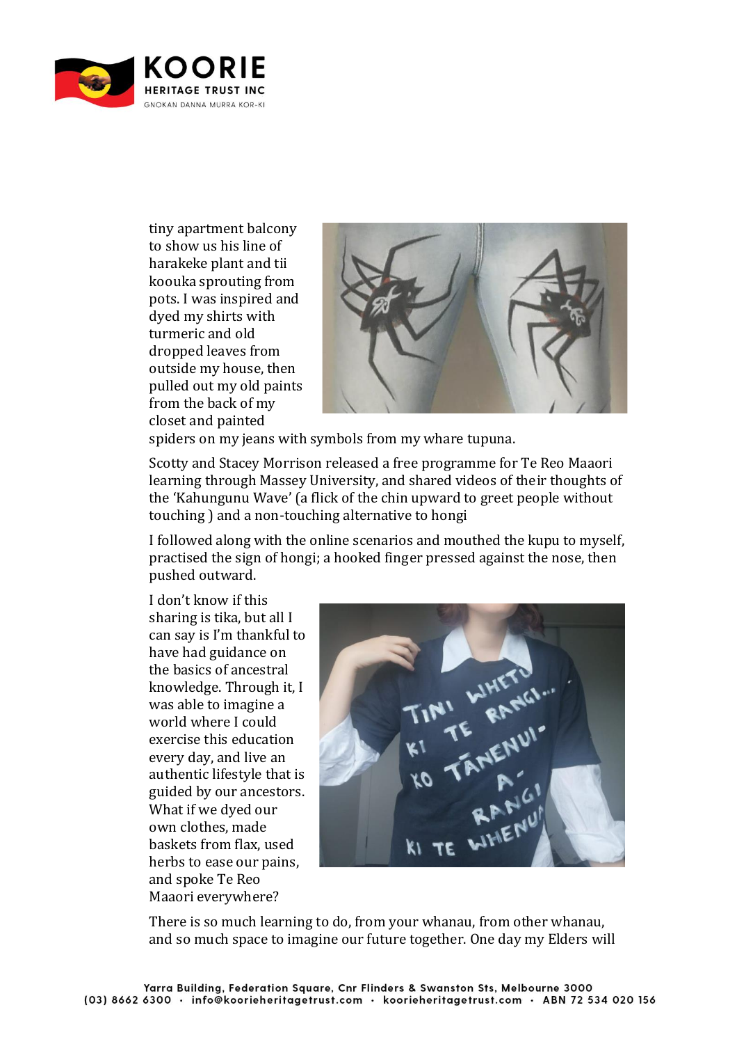tiny apartment balcony to show us his line of harakeke plant and tii koouka sprouting from pots. I was inspired and dyed my shirts with turmeric and old dropped leaves from outside my house, then pulled out my old paints from the back of my closet and painted spiders on my jeans with symbols from my whare tupuna.

Scotty and Stacey Morrison released a free programme for Te Reo Maaori learning through Massey University, and shared videos of their thoughts of the 'Kahungunu Wave' (a flick of the chin upward to greet people without touching ) and a non-touching alternative to hongi

I followed along with the online scenarios and mouthed the kupu to myself, practised the sign of hongi; a hooked finger pressed against the nose, then pushed outward.

I don't know if this sharing is tika, but all I can say is I'm thankful to have had guidance on the basics of ancestral knowledge. Through it, I was able to imagine a world where I could exercise this education every day, and live an authentic lifestyle that is guided by our ancestors. What if we dyed our own clothes, made baskets from flax, used herbs to ease our pains, and spoke Te Reo Maaori everywhere?

There is so much learning to do, from your whanau, from other whanau, and so much space to imagine our future together. One day my Elders will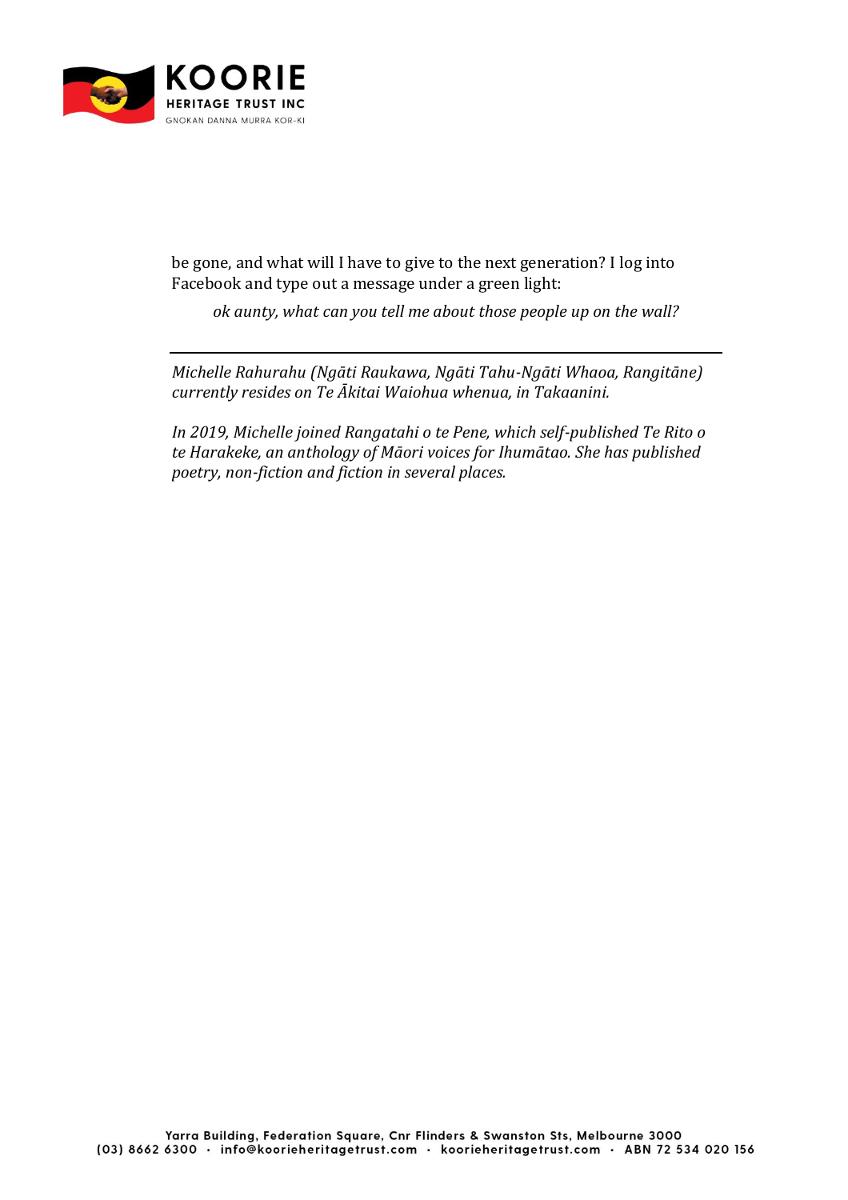be gone, and what will I have to give to the next generation? I log into Facebook and type out a message under a green light:

> *ok aunty, what can you tell me about those people up on the wall?*

---

*Michelle Rahurahu (Ngāti Raukawa, Ngāti Tahu-Ngāti Whaoa, Rangitāne) currently resides on Te Ākitai Waiohua whenua, in Takaanini.*

*In 2019, Michelle joined Rangatahi o te Pene, which self-published Te Rito o te Harakeke, an anthology of Māori voices for Ihumātao. She has published poetry, non-fiction and fiction in several places.*